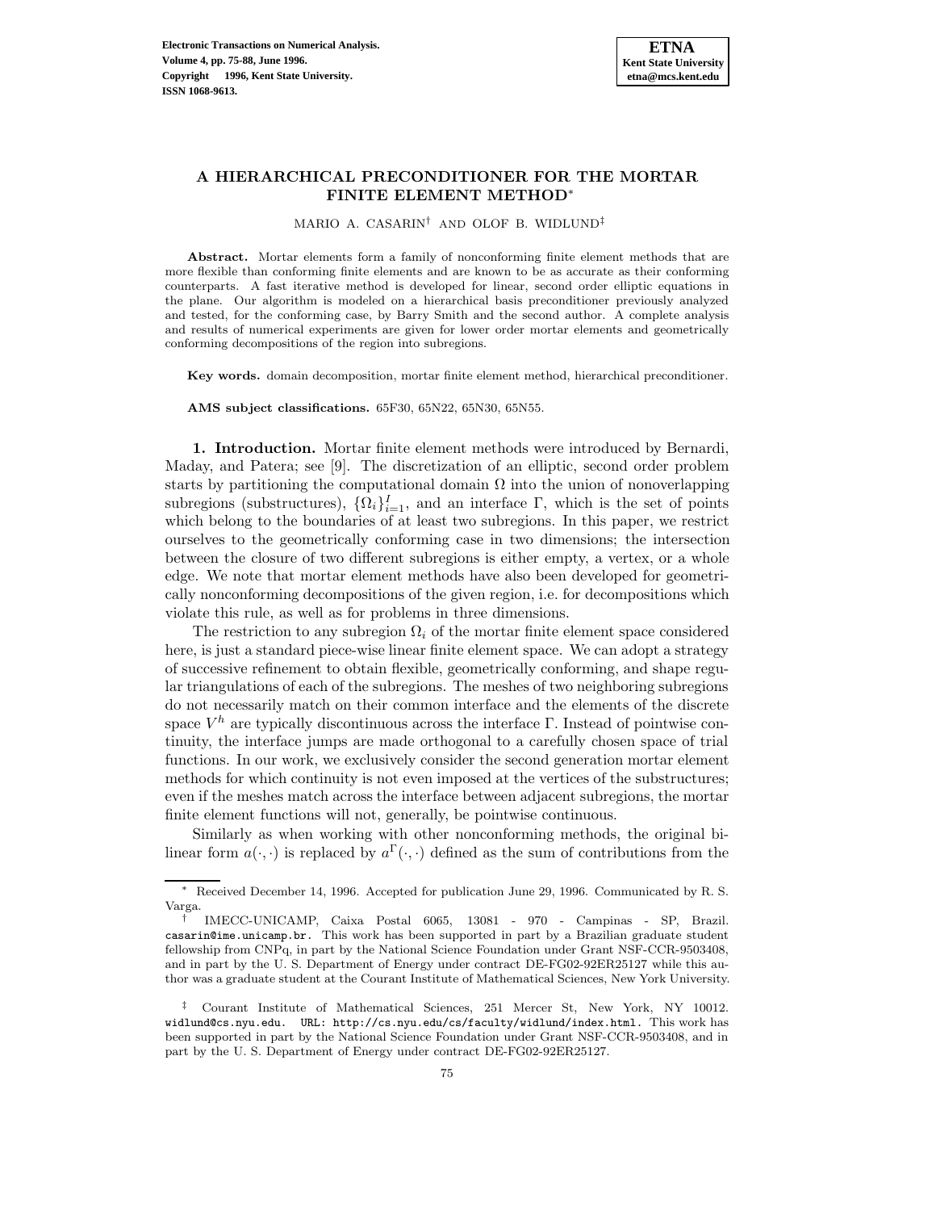# A HIERARCHICAL PRECONDITIONER FOR THE MORTAR FINITE ELEMENT METHOD*

MARIO A. CASARIN† AND OLOF B. WIDLUND‡

**Abstract.** Mortar elements form a family of nonconforming finite element methods that are more flexible than conforming finite elements and are known to be as accurate as their conforming counterparts. A fast iterative method is developed for linear, second order elliptic equations in the plane. Our algorithm is modeled on a hierarchical basis preconditioner previously analyzed and tested, for the conforming case, by Barry Smith and the second author. A complete analysis and results of numerical experiments are given for lower order mortar elements and geometrically conforming decompositions of the region into subregions.

**Key words.** domain decomposition, mortar finite element method, hierarchical preconditioner.

**AMS subject classifications.** 65F30, 65N22, 65N30, 65N55.

**1. Introduction.** Mortar finite element methods were introduced by Bernardi, Maday, and Patera; see [9]. The discretization of an elliptic, second order problem starts by partitioning the computational domain $\Omega$ into the union of nonoverlapping subregions (substructures), $\{\Omega_i\}_{i=1}^{I}$, and an interface $\Gamma$, which is the set of points which belong to the boundaries of at least two subregions. In this paper, we restrict ourselves to the geometrically conforming case in two dimensions; the intersection between the closure of two different subregions is either empty, a vertex, or a whole edge. We note that mortar element methods have also been developed for geometrically nonconforming decompositions of the given region, i.e. for decompositions which violate this rule, as well as for problems in three dimensions.

The restriction to any subregion $\Omega_i$ of the mortar finite element space considered here, is just a standard piece-wise linear finite element space. We can adopt a strategy of successive refinement to obtain flexible, geometrically conforming, and shape regular triangulations of each of the subregions. The meshes of two neighboring subregions do not necessarily match on their common interface and the elements of the discrete space $V^h$ are typically discontinuous across the interface $\Gamma$. Instead of pointwise continuity, the interface jumps are made orthogonal to a carefully chosen space of trial functions. In our work, we exclusively consider the second generation mortar element methods for which continuity is not even imposed at the vertices of the substructures; even if the meshes match across the interface between adjacent subregions, the mortar finite element functions will not, generally, be pointwise continuous.

Similarly as when working with other nonconforming methods, the original bilinear form $a(\cdot,\cdot)$ is replaced by $a^{\Gamma}(\cdot,\cdot)$ defined as the sum of contributions from the

---

\* Received December 14, 1996. Accepted for publication June 29, 1996. Communicated by R. S. Varga.

† IMECC-UNICAMP, Caixa Postal 6065, 13081 - 970 - Campinas - SP, Brazil. casarin@ime.unicamp.br. This work has been supported in part by a Brazilian graduate student fellowship from CNPq, in part by the National Science Foundation under Grant NSF-CCR-9503408, and in part by the U. S. Department of Energy under contract DE-FG02-92ER25127 while this author was a graduate student at the Courant Institute of Mathematical Sciences, New York University.

‡ Courant Institute of Mathematical Sciences, 251 Mercer St, New York, NY 10012. widlund@cs.nyu.edu. URL: http://cs.nyu.edu/cs/faculty/widlund/index.html. This work has been supported in part by the National Science Foundation under Grant NSF-CCR-9503408, and in part by the U. S. Department of Energy under contract DE-FG02-92ER25127.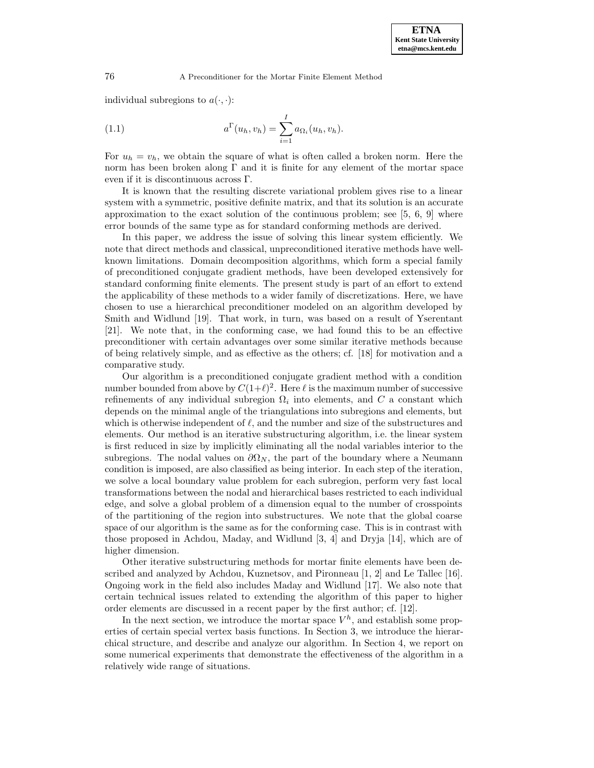individual subregions to $a(\cdot,\cdot)$:

$$a^{\Gamma}(u_h, v_h) = \sum_{i=1}^{I} a_{\Omega_i}(u_h, v_h). \tag{1.1}$$

For $u_h = v_h$, we obtain the square of what is often called a broken norm. Here the norm has been broken along $\Gamma$ and it is finite for any element of the mortar space even if it is discontinuous across $\Gamma$.

It is known that the resulting discrete variational problem gives rise to a linear system with a symmetric, positive definite matrix, and that its solution is an accurate approximation to the exact solution of the continuous problem; see [5, 6, 9] where error bounds of the same type as for standard conforming methods are derived.

In this paper, we address the issue of solving this linear system efficiently. We note that direct methods and classical, unpreconditioned iterative methods have well-known limitations. Domain decomposition algorithms, which form a special family of preconditioned conjugate gradient methods, have been developed extensively for standard conforming finite elements. The present study is part of an effort to extend the applicability of these methods to a wider family of discretizations. Here, we have chosen to use a hierarchical preconditioner modeled on an algorithm developed by Smith and Widlund [19]. That work, in turn, was based on a result of Yserentant [21]. We note that, in the conforming case, we had found this to be an effective preconditioner with certain advantages over some similar iterative methods because of being relatively simple, and as effective as the others; cf. [18] for motivation and a comparative study.

Our algorithm is a preconditioned conjugate gradient method with a condition number bounded from above by $C(1+\ell)^2$. Here $\ell$ is the maximum number of successive refinements of any individual subregion $\Omega_i$ into elements, and $C$ a constant which depends on the minimal angle of the triangulations into subregions and elements, but which is otherwise independent of $\ell$, and the number and size of the substructures and elements. Our method is an iterative substructuring algorithm, i.e. the linear system is first reduced in size by implicitly eliminating all the nodal variables interior to the subregions. The nodal values on $\partial\Omega_N$, the part of the boundary where a Neumann condition is imposed, are also classified as being interior. In each step of the iteration, we solve a local boundary value problem for each subregion, perform very fast local transformations between the nodal and hierarchical bases restricted to each individual edge, and solve a global problem of a dimension equal to the number of crosspoints of the partitioning of the region into substructures. We note that the global coarse space of our algorithm is the same as for the conforming case. This is in contrast with those proposed in Achdou, Maday, and Widlund [3, 4] and Dryja [14], which are of higher dimension.

Other iterative substructuring methods for mortar finite elements have been described and analyzed by Achdou, Kuznetsov, and Pironneau [1, 2] and Le Tallec [16]. Ongoing work in the field also includes Maday and Widlund [17]. We also note that certain technical issues related to extending the algorithm of this paper to higher order elements are discussed in a recent paper by the first author; cf. [12].

In the next section, we introduce the mortar space $V^h$, and establish some properties of certain special vertex basis functions. In Section 3, we introduce the hierarchical structure, and describe and analyze our algorithm. In Section 4, we report on some numerical experiments that demonstrate the effectiveness of the algorithm in a relatively wide range of situations.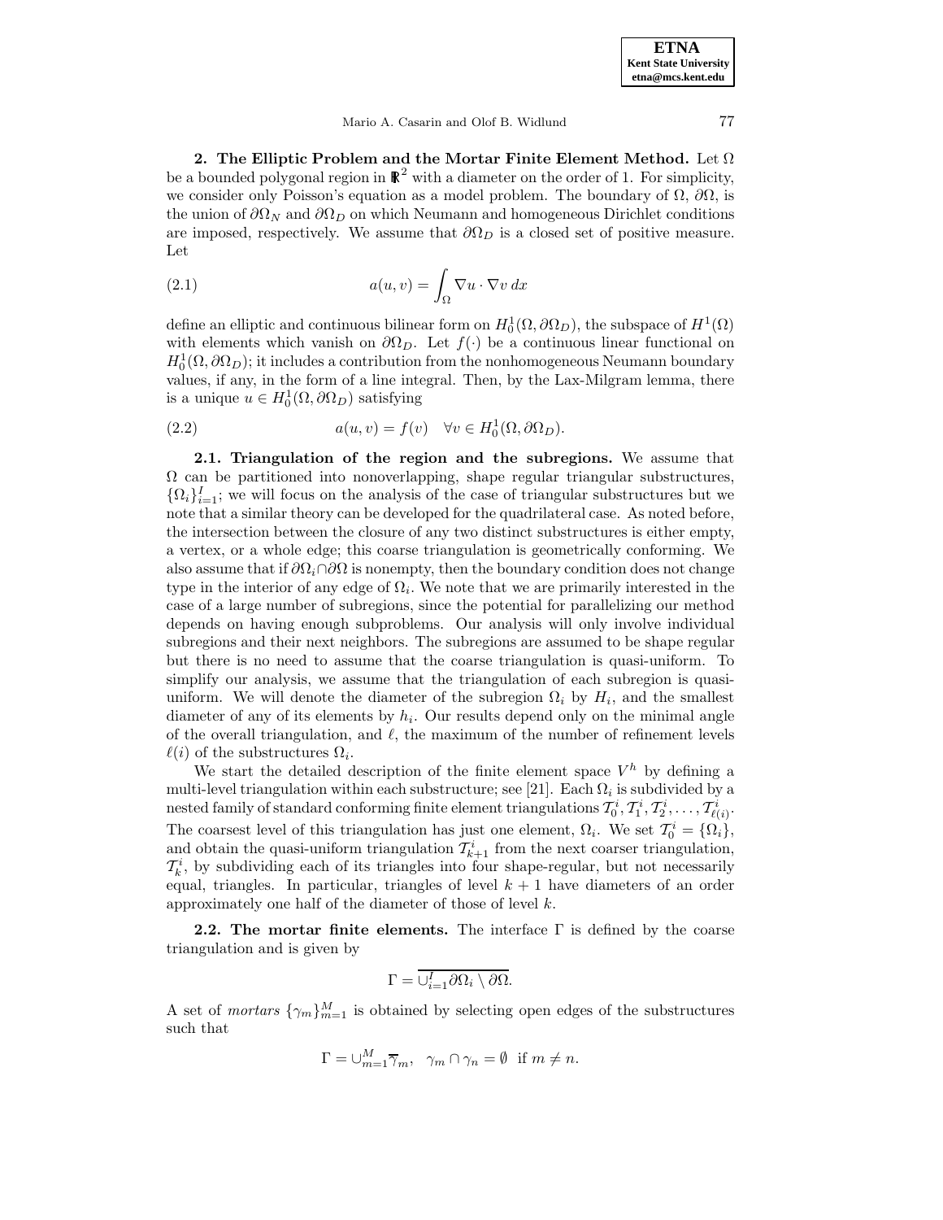**2. The Elliptic Problem and the Mortar Finite Element Method.** Let $\Omega$ be a bounded polygonal region in $\mathbb{R}^2$ with a diameter on the order of 1. For simplicity, we consider only Poisson's equation as a model problem. The boundary of $\Omega$, $\partial\Omega$, is the union of $\partial\Omega_N$ and $\partial\Omega_D$ on which Neumann and homogeneous Dirichlet conditions are imposed, respectively. We assume that $\partial\Omega_D$ is a closed set of positive measure. Let

$$a(u, v) = \int_\Omega \nabla u \cdot \nabla v \, dx \tag{2.1}$$

define an elliptic and continuous bilinear form on $H_0^1(\Omega, \partial\Omega_D)$, the subspace of $H^1(\Omega)$ with elements which vanish on $\partial\Omega_D$. Let $f(\cdot)$ be a continuous linear functional on $H_0^1(\Omega, \partial\Omega_D)$; it includes a contribution from the nonhomogeneous Neumann boundary values, if any, in the form of a line integral. Then, by the Lax-Milgram lemma, there is a unique $u \in H_0^1(\Omega, \partial\Omega_D)$ satisfying

$$a(u, v) = f(v) \quad \forall v \in H_0^1(\Omega, \partial\Omega_D). \tag{2.2}$$

**2.1. Triangulation of the region and the subregions.** We assume that $\Omega$ can be partitioned into nonoverlapping, shape regular triangular substructures, $\{\Omega_i\}_{i=1}^I$; we will focus on the analysis of the case of triangular substructures but we note that a similar theory can be developed for the quadrilateral case. As noted before, the intersection between the closure of any two distinct substructures is either empty, a vertex, or a whole edge; this coarse triangulation is geometrically conforming. We also assume that if $\partial\Omega_i \cap \partial\Omega$ is nonempty, then the boundary condition does not change type in the interior of any edge of $\Omega_i$. We note that we are primarily interested in the case of a large number of subregions, since the potential for parallelizing our method depends on having enough subproblems. Our analysis will only involve individual subregions and their next neighbors. The subregions are assumed to be shape regular but there is no need to assume that the coarse triangulation is quasi-uniform. To simplify our analysis, we assume that the triangulation of each subregion is quasi-uniform. We will denote the diameter of the subregion $\Omega_i$ by $H_i$, and the smallest diameter of any of its elements by $h_i$. Our results depend only on the minimal angle of the overall triangulation, and $\ell$, the maximum of the number of refinement levels $\ell(i)$ of the substructures $\Omega_i$.

We start the detailed description of the finite element space $V^h$ by defining a multi-level triangulation within each substructure; see [21]. Each $\Omega_i$ is subdivided by a nested family of standard conforming finite element triangulations $\mathcal{T}_0^i, \mathcal{T}_1^i, \mathcal{T}_2^i, \ldots, \mathcal{T}_{\ell(i)}^i$. The coarsest level of this triangulation has just one element, $\Omega_i$. We set $\mathcal{T}_0^i = \{\Omega_i\}$, and obtain the quasi-uniform triangulation $\mathcal{T}_{k+1}^i$ from the next coarser triangulation, $\mathcal{T}_k^i$, by subdividing each of its triangles into four shape-regular, but not necessarily equal, triangles. In particular, triangles of level $k+1$ have diameters of an order approximately one half of the diameter of those of level $k$.

**2.2. The mortar finite elements.** The interface $\Gamma$ is defined by the coarse triangulation and is given by

$$\Gamma = \overline{\cup_{i=1}^I \partial\Omega_i \setminus \partial\Omega}.$$

A set of *mortars* $\{\gamma_m\}_{m=1}^M$ is obtained by selecting open edges of the substructures such that

$$\Gamma = \cup_{m=1}^M \overline{\gamma}_m, \quad \gamma_m \cap \gamma_n = \emptyset \;\; \text{if } m \neq n.$$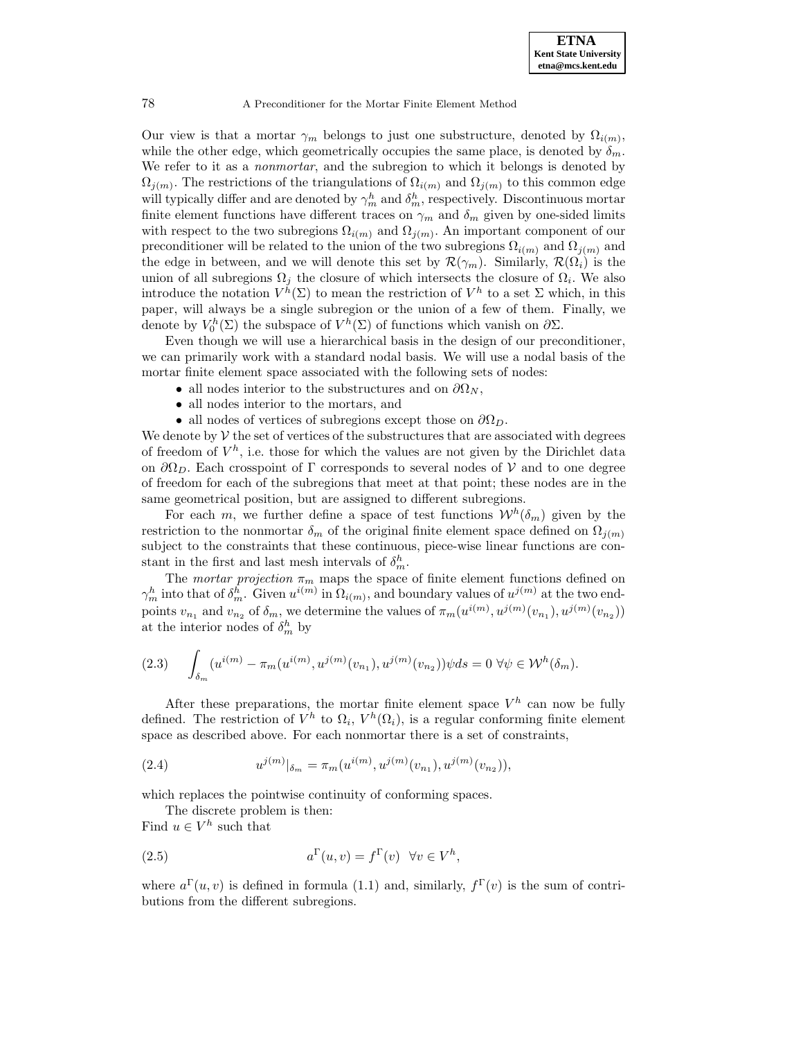Our view is that a mortar $\gamma_m$ belongs to just one substructure, denoted by $\Omega_{i(m)}$, while the other edge, which geometrically occupies the same place, is denoted by $\delta_m$. We refer to it as a *nonmortar*, and the subregion to which it belongs is denoted by $\Omega_{j(m)}$. The restrictions of the triangulations of $\Omega_{i(m)}$ and $\Omega_{j(m)}$ to this common edge will typically differ and are denoted by $\gamma_m^h$ and $\delta_m^h$, respectively. Discontinuous mortar finite element functions have different traces on $\gamma_m$ and $\delta_m$ given by one-sided limits with respect to the two subregions $\Omega_{i(m)}$ and $\Omega_{j(m)}$. An important component of our preconditioner will be related to the union of the two subregions $\Omega_{i(m)}$ and $\Omega_{j(m)}$ and the edge in between, and we will denote this set by $\mathcal{R}(\gamma_m)$. Similarly, $\mathcal{R}(\Omega_i)$ is the union of all subregions $\Omega_j$ the closure of which intersects the closure of $\Omega_i$. We also introduce the notation $V^h(\Sigma)$ to mean the restriction of $V^h$ to a set $\Sigma$ which, in this paper, will always be a single subregion or the union of a few of them. Finally, we denote by $V_0^h(\Sigma)$ the subspace of $V^h(\Sigma)$ of functions which vanish on $\partial\Sigma$.

Even though we will use a hierarchical basis in the design of our preconditioner, we can primarily work with a standard nodal basis. We will use a nodal basis of the mortar finite element space associated with the following sets of nodes:

- all nodes interior to the substructures and on $\partial\Omega_N$,
- all nodes interior to the mortars, and
- all nodes of vertices of subregions except those on $\partial\Omega_D$.

We denote by $\mathcal{V}$ the set of vertices of the substructures that are associated with degrees of freedom of $V^h$, i.e. those for which the values are not given by the Dirichlet data on $\partial\Omega_D$. Each crosspoint of $\Gamma$ corresponds to several nodes of $\mathcal{V}$ and to one degree of freedom for each of the subregions that meet at that point; these nodes are in the same geometrical position, but are assigned to different subregions.

For each $m$, we further define a space of test functions $\mathcal{W}^h(\delta_m)$ given by the restriction to the nonmortar $\delta_m$ of the original finite element space defined on $\Omega_{j(m)}$ subject to the constraints that these continuous, piece-wise linear functions are constant in the first and last mesh intervals of $\delta_m^h$.

The *mortar projection* $\pi_m$ maps the space of finite element functions defined on $\gamma_m^h$ into that of $\delta_m^h$. Given $u^{i(m)}$ in $\Omega_{i(m)}$, and boundary values of $u^{j(m)}$ at the two endpoints $v_{n_1}$ and $v_{n_2}$ of $\delta_m$, we determine the values of $\pi_m(u^{i(m)}, u^{j(m)}(v_{n_1}), u^{j(m)}(v_{n_2}))$ at the interior nodes of $\delta_m^h$ by

$$\int_{\delta_m} (u^{i(m)} - \pi_m(u^{i(m)}, u^{j(m)}(v_{n_1}), u^{j(m)}(v_{n_2}))\psi ds = 0 \;\forall \psi \in \mathcal{W}^h(\delta_m). \tag{2.3}$$

After these preparations, the mortar finite element space $V^h$ can now be fully defined. The restriction of $V^h$ to $\Omega_i$, $V^h(\Omega_i)$, is a regular conforming finite element space as described above. For each nonmortar there is a set of constraints,

$$u^{j(m)}|_{\delta_m} = \pi_m(u^{i(m)}, u^{j(m)}(v_{n_1}), u^{j(m)}(v_{n_2})), \tag{2.4}$$

which replaces the pointwise continuity of conforming spaces.

The discrete problem is then:
Find $u \in V^h$ such that

$$a^\Gamma(u, v) = f^\Gamma(v) \quad \forall v \in V^h, \tag{2.5}$$

where $a^\Gamma(u, v)$ is defined in formula (1.1) and, similarly, $f^\Gamma(v)$ is the sum of contributions from the different subregions.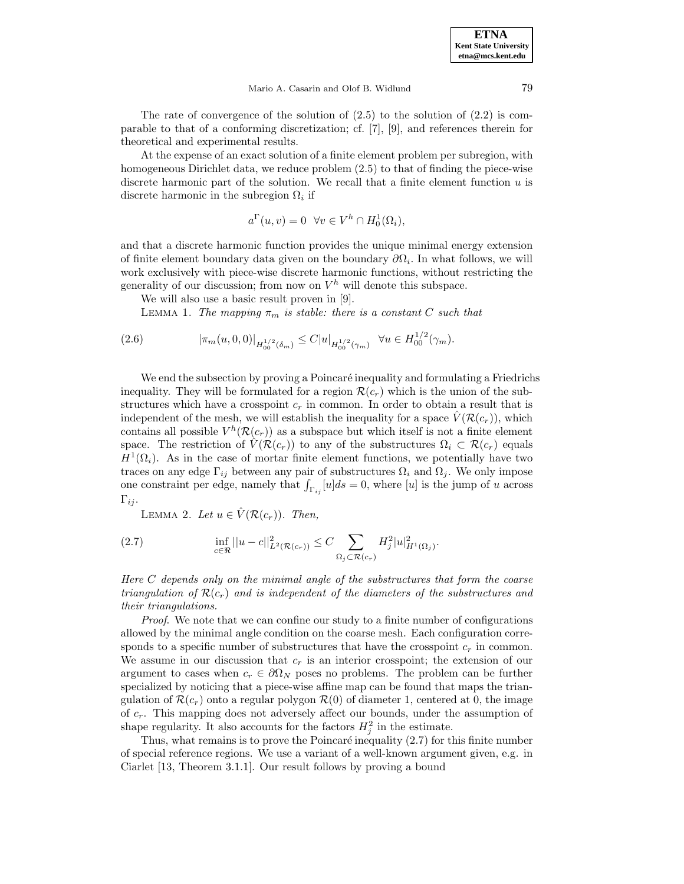The rate of convergence of the solution of (2.5) to the solution of (2.2) is comparable to that of a conforming discretization; cf. [7], [9], and references therein for theoretical and experimental results.

At the expense of an exact solution of a finite element problem per subregion, with homogeneous Dirichlet data, we reduce problem (2.5) to that of finding the piece-wise discrete harmonic part of the solution. We recall that a finite element function $u$ is discrete harmonic in the subregion $\Omega_i$ if

$$a^{\Gamma}(u,v) = 0 \quad \forall v \in V^h \cap H_0^1(\Omega_i),$$

and that a discrete harmonic function provides the unique minimal energy extension of finite element boundary data given on the boundary $\partial\Omega_i$. In what follows, we will work exclusively with piece-wise discrete harmonic functions, without restricting the generality of our discussion; from now on $V^h$ will denote this subspace.

We will also use a basic result proven in [9].

LEMMA 1. *The mapping $\pi_m$ is stable: there is a constant $C$ such that*

$$|\pi_m(u,0,0)|_{H_{00}^{1/2}(\delta_m)} \leq C|u|_{H_{00}^{1/2}(\gamma_m)} \quad \forall u \in H_{00}^{1/2}(\gamma_m). \tag{2.6}$$

We end the subsection by proving a Poincaré inequality and formulating a Friedrichs inequality. They will be formulated for a region $\mathcal{R}(c_r)$ which is the union of the substructures which have a crosspoint $c_r$ in common. In order to obtain a result that is independent of the mesh, we will establish the inequality for a space $\hat{V}(\mathcal{R}(c_r))$, which contains all possible $V^h(\mathcal{R}(c_r))$ as a subspace but which itself is not a finite element space. The restriction of $\hat{V}(\mathcal{R}(c_r))$ to any of the substructures $\Omega_i \subset \mathcal{R}(c_r)$ equals $H^1(\Omega_i)$. As in the case of mortar finite element functions, we potentially have two traces on any edge $\Gamma_{ij}$ between any pair of substructures $\Omega_i$ and $\Omega_j$. We only impose one constraint per edge, namely that $\int_{\Gamma_{ij}}[u]ds = 0$, where $[u]$ is the jump of $u$ across $\Gamma_{ij}$.

LEMMA 2. *Let $u \in \hat{V}(\mathcal{R}(c_r))$. Then,*

$$\inf_{c\in\Re} ||u-c||^2_{L^2(\mathcal{R}(c_r))} \leq C \sum_{\Omega_j \subset \mathcal{R}(c_r)} H_j^2 |u|^2_{H^1(\Omega_j)}. \tag{2.7}$$

*Here $C$ depends only on the minimal angle of the substructures that form the coarse triangulation of $\mathcal{R}(c_r)$ and is independent of the diameters of the substructures and their triangulations.*

*Proof*. We note that we can confine our study to a finite number of configurations allowed by the minimal angle condition on the coarse mesh. Each configuration corresponds to a specific number of substructures that have the crosspoint $c_r$ in common. We assume in our discussion that $c_r$ is an interior crosspoint; the extension of our argument to cases when $c_r \in \partial\Omega_N$ poses no problems. The problem can be further specialized by noticing that a piece-wise affine map can be found that maps the triangulation of $\mathcal{R}(c_r)$ onto a regular polygon $\mathcal{R}(0)$ of diameter 1, centered at 0, the image of $c_r$. This mapping does not adversely affect our bounds, under the assumption of shape regularity. It also accounts for the factors $H_j^2$ in the estimate.

Thus, what remains is to prove the Poincaré inequality (2.7) for this finite number of special reference regions. We use a variant of a well-known argument given, e.g. in Ciarlet [13, Theorem 3.1.1]. Our result follows by proving a bound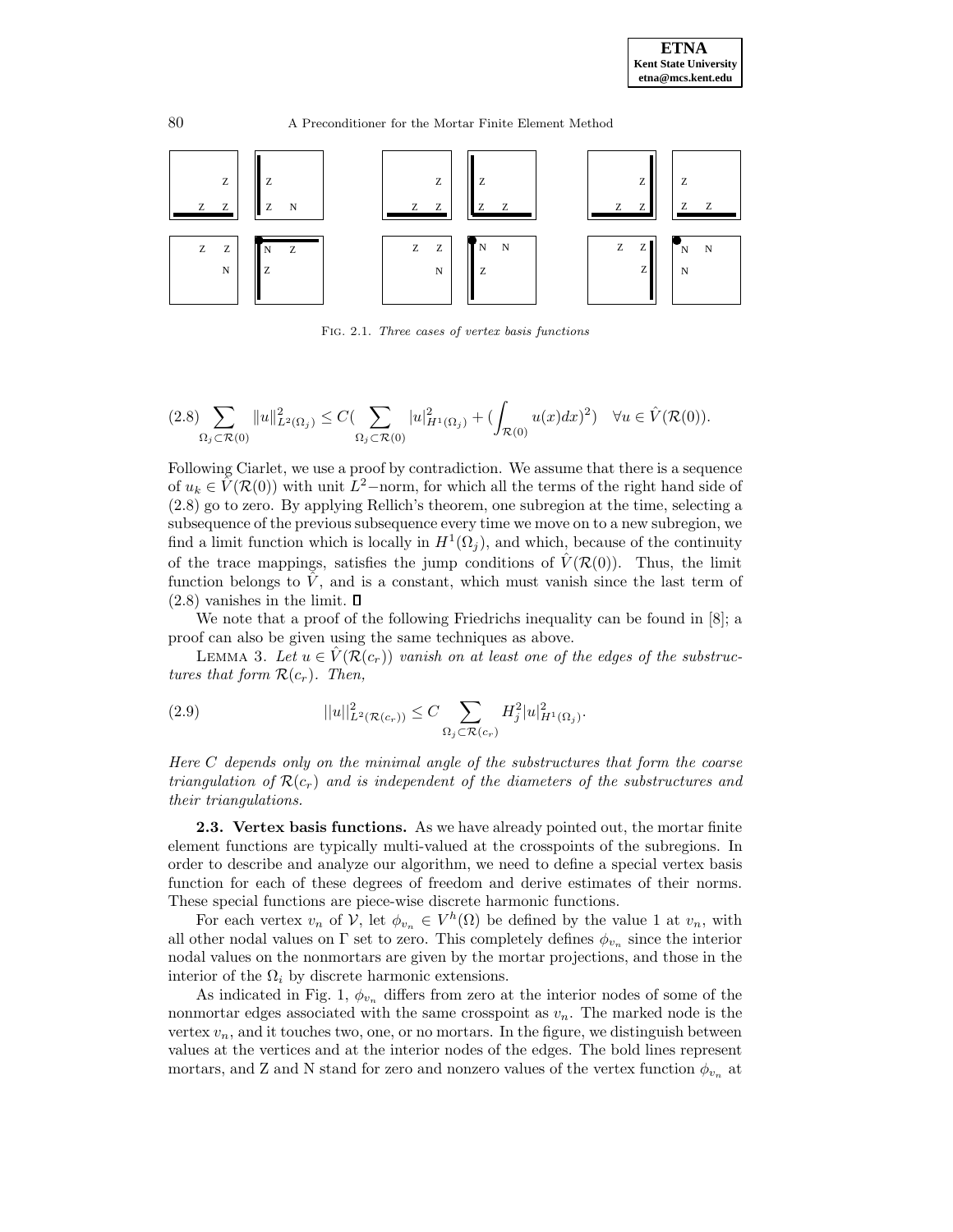FIG. 2.1. *Three cases of vertex basis functions*

$$\sum_{\Omega_j \subset \mathcal{R}(0)} \|u\|^2_{L^2(\Omega_j)} \le C\Big(\sum_{\Omega_j \subset \mathcal{R}(0)} |u|^2_{H^1(\Omega_j)} + \Big(\int_{\mathcal{R}(0)} u(x)dx\Big)^2\Big) \quad \forall u \in \hat{V}(\mathcal{R}(0)). \tag{2.8}$$

Following Ciarlet, we use a proof by contradiction. We assume that there is a sequence of $u_k \in \hat{V}(\mathcal{R}(0))$ with unit $L^2$−norm, for which all the terms of the right hand side of (2.8) go to zero. By applying Rellich's theorem, one subregion at the time, selecting a subsequence of the previous subsequence every time we move on to a new subregion, we find a limit function which is locally in $H^1(\Omega_j)$, and which, because of the continuity of the trace mappings, satisfies the jump conditions of $\hat{V}(\mathcal{R}(0))$. Thus, the limit function belongs to $\hat{V}$, and is a constant, which must vanish since the last term of (2.8) vanishes in the limit. □

We note that a proof of the following Friedrichs inequality can be found in [8]; a proof can also be given using the same techniques as above.

LEMMA 3. *Let $u \in \hat{V}(\mathcal{R}(c_r))$ vanish on at least one of the edges of the substructures that form $\mathcal{R}(c_r)$. Then,*

$$||u||^2_{L^2(\mathcal{R}(c_r))} \le C \sum_{\Omega_j \subset \mathcal{R}(c_r)} H_j^2 |u|^2_{H^1(\Omega_j)}. \tag{2.9}$$

*Here $C$ depends only on the minimal angle of the substructures that form the coarse triangulation of $\mathcal{R}(c_r)$ and is independent of the diameters of the substructures and their triangulations.*

**2.3. Vertex basis functions.** As we have already pointed out, the mortar finite element functions are typically multi-valued at the crosspoints of the subregions. In order to describe and analyze our algorithm, we need to define a special vertex basis function for each of these degrees of freedom and derive estimates of their norms. These special functions are piece-wise discrete harmonic functions.

For each vertex $v_n$ of $\mathcal{V}$, let $\phi_{v_n} \in V^h(\Omega)$ be defined by the value 1 at $v_n$, with all other nodal values on $\Gamma$ set to zero. This completely defines $\phi_{v_n}$ since the interior nodal values on the nonmortars are given by the mortar projections, and those in the interior of the $\Omega_i$ by discrete harmonic extensions.

As indicated in Fig. 1, $\phi_{v_n}$ differs from zero at the interior nodes of some of the nonmortar edges associated with the same crosspoint as $v_n$. The marked node is the vertex $v_n$, and it touches two, one, or no mortars. In the figure, we distinguish between values at the vertices and at the interior nodes of the edges. The bold lines represent mortars, and Z and N stand for zero and nonzero values of the vertex function $\phi_{v_n}$ at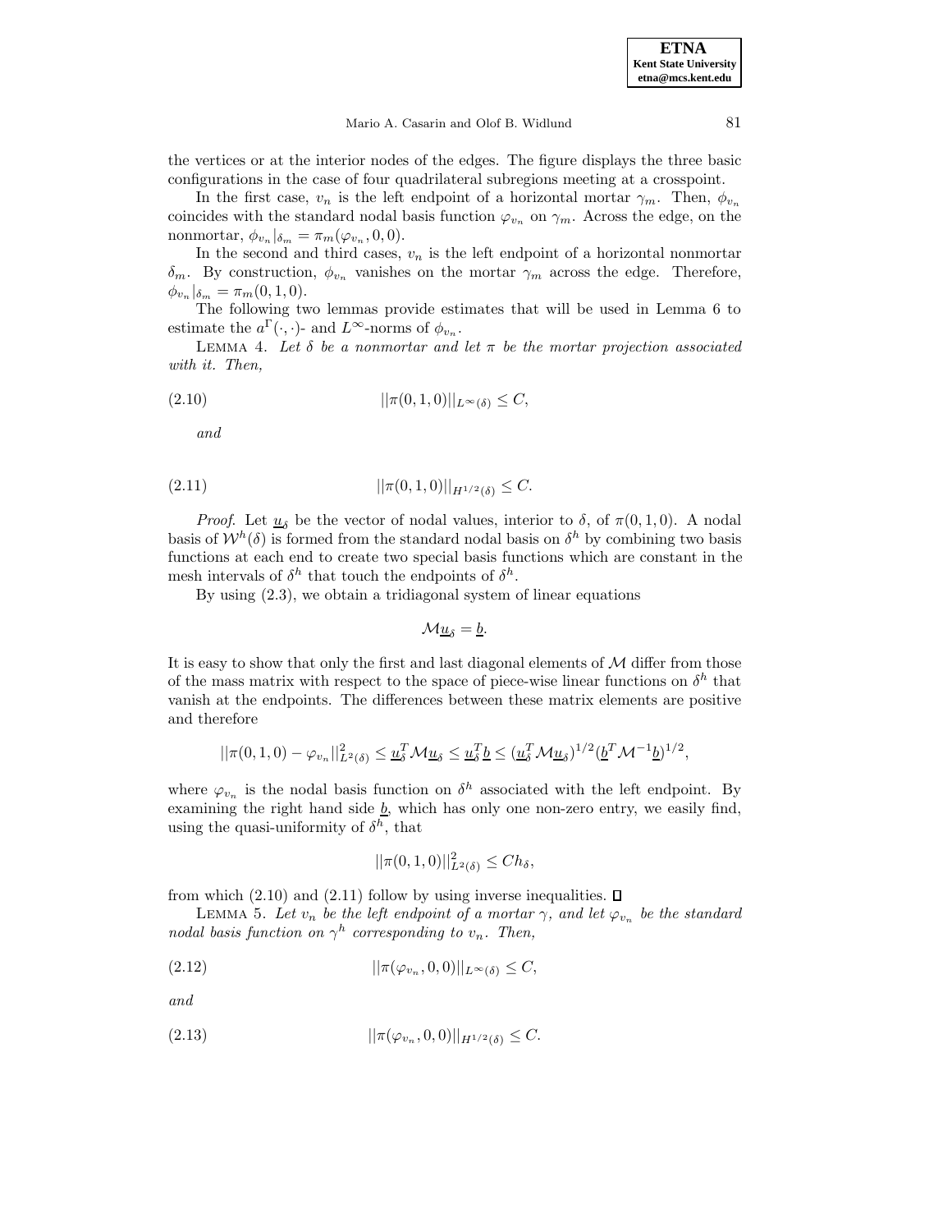the vertices or at the interior nodes of the edges. The figure displays the three basic configurations in the case of four quadrilateral subregions meeting at a crosspoint.

In the first case, $v_n$ is the left endpoint of a horizontal mortar $\gamma_m$. Then, $\phi_{v_n}$ coincides with the standard nodal basis function $\varphi_{v_n}$ on $\gamma_m$. Across the edge, on the nonmortar, $\phi_{v_n}|_{\delta_m} = \pi_m(\varphi_{v_n}, 0, 0)$.

In the second and third cases, $v_n$ is the left endpoint of a horizontal nonmortar $\delta_m$. By construction, $\phi_{v_n}$ vanishes on the mortar $\gamma_m$ across the edge. Therefore, $\phi_{v_n}|_{\delta_m} = \pi_m(0, 1, 0)$.

The following two lemmas provide estimates that will be used in Lemma 6 to estimate the $a^{\Gamma}(\cdot,\cdot)$- and $L^{\infty}$-norms of $\phi_{v_n}$.

LEMMA 4. *Let $\delta$ be a nonmortar and let $\pi$ be the mortar projection associated with it. Then,*

$$||\pi(0,1,0)||_{L^{\infty}(\delta)} \leq C, \tag{2.10}$$

*and*

$$||\pi(0,1,0)||_{H^{1/2}(\delta)} \leq C. \tag{2.11}$$

*Proof*. Let $\underline{u}_{\delta}$ be the vector of nodal values, interior to $\delta$, of $\pi(0,1,0)$. A nodal basis of $\mathcal{W}^h(\delta)$ is formed from the standard nodal basis on $\delta^h$ by combining two basis functions at each end to create two special basis functions which are constant in the mesh intervals of $\delta^h$ that touch the endpoints of $\delta^h$.

By using (2.3), we obtain a tridiagonal system of linear equations

$$\mathcal{M}\underline{u}_{\delta} = \underline{b}.$$

It is easy to show that only the first and last diagonal elements of $\mathcal{M}$ differ from those of the mass matrix with respect to the space of piece-wise linear functions on $\delta^h$ that vanish at the endpoints. The differences between these matrix elements are positive and therefore

$$||\pi(0,1,0) - \varphi_{v_n}||^2_{L^2(\delta)} \leq \underline{u}_{\delta}^T \mathcal{M}\underline{u}_{\delta} \leq \underline{u}_{\delta}^T \underline{b} \leq (\underline{u}_{\delta}^T \mathcal{M}\underline{u}_{\delta})^{1/2} (\underline{b}^T \mathcal{M}^{-1}\underline{b})^{1/2},$$

where $\varphi_{v_n}$ is the nodal basis function on $\delta^h$ associated with the left endpoint. By examining the right hand side $\underline{b}$, which has only one non-zero entry, we easily find, using the quasi-uniformity of $\delta^h$, that

$$||\pi(0,1,0)||^2_{L^2(\delta)} \leq Ch_{\delta},$$

from which (2.10) and (2.11) follow by using inverse inequalities. $\square$

LEMMA 5. *Let $v_n$ be the left endpoint of a mortar $\gamma$, and let $\varphi_{v_n}$ be the standard nodal basis function on $\gamma^h$ corresponding to $v_n$. Then,*

$$||\pi(\varphi_{v_n}, 0, 0)||_{L^{\infty}(\delta)} \leq C, \tag{2.12}$$

*and*

$$||\pi(\varphi_{v_n}, 0, 0)||_{H^{1/2}(\delta)} \leq C. \tag{2.13}$$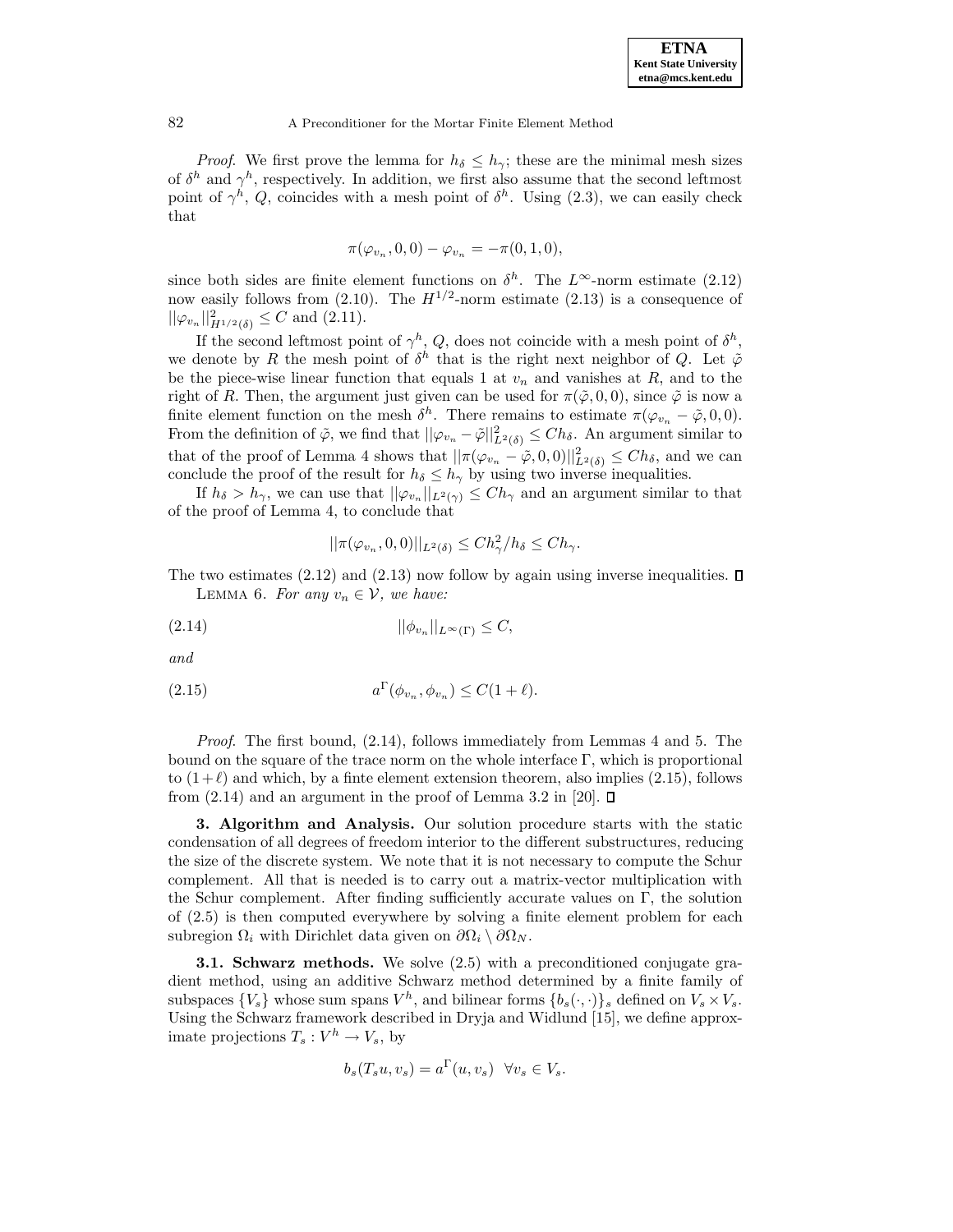*Proof*. We first prove the lemma for $h_\delta \le h_\gamma$; these are the minimal mesh sizes of $\delta^h$ and $\gamma^h$, respectively. In addition, we first also assume that the second leftmost point of $\gamma^h$, $Q$, coincides with a mesh point of $\delta^h$. Using (2.3), we can easily check that

$$\pi(\varphi_{v_n}, 0, 0) - \varphi_{v_n} = -\pi(0, 1, 0),$$

since both sides are finite element functions on $\delta^h$. The $L^\infty$-norm estimate (2.12) now easily follows from (2.10). The $H^{1/2}$-norm estimate (2.13) is a consequence of $||\varphi_{v_n}||^2_{H^{1/2}(\delta)} \le C$ and (2.11).

If the second leftmost point of $\gamma^h$, $Q$, does not coincide with a mesh point of $\delta^h$, we denote by $R$ the mesh point of $\delta^h$ that is the right next neighbor of $Q$. Let $\tilde{\varphi}$ be the piece-wise linear function that equals 1 at $v_n$ and vanishes at $R$, and to the right of $R$. Then, the argument just given can be used for $\pi(\tilde{\varphi}, 0, 0)$, since $\tilde{\varphi}$ is now a finite element function on the mesh $\delta^h$. There remains to estimate $\pi(\varphi_{v_n} - \tilde{\varphi}, 0, 0)$. From the definition of $\tilde{\varphi}$, we find that $||\varphi_{v_n} - \tilde{\varphi}||^2_{L^2(\delta)} \le Ch_\delta$. An argument similar to that of the proof of Lemma 4 shows that $||\pi(\varphi_{v_n} - \tilde{\varphi}, 0, 0)||^2_{L^2(\delta)} \le Ch_\delta$, and we can conclude the proof of the result for $h_\delta \le h_\gamma$ by using two inverse inequalities.

If $h_\delta > h_\gamma$, we can use that $||\varphi_{v_n}||_{L^2(\gamma)} \le Ch_\gamma$ and an argument similar to that of the proof of Lemma 4, to conclude that

$$||\pi(\varphi_{v_n}, 0, 0)||_{L^2(\delta)} \le Ch_\gamma^2/h_\delta \le Ch_\gamma.$$

The two estimates (2.12) and (2.13) now follow by again using inverse inequalities. ∎

LEMMA 6. *For any $v_n \in \mathcal{V}$, we have:*

$$||\phi_{v_n}||_{L^\infty(\Gamma)} \le C, \tag{2.14}$$

*and*

$$a^\Gamma(\phi_{v_n}, \phi_{v_n}) \le C(1 + \ell). \tag{2.15}$$

*Proof*. The first bound, (2.14), follows immediately from Lemmas 4 and 5. The bound on the square of the trace norm on the whole interface $\Gamma$, which is proportional to $(1+\ell)$ and which, by a finte element extension theorem, also implies (2.15), follows from (2.14) and an argument in the proof of Lemma 3.2 in [20]. ∎

## 3. Algorithm and Analysis.

Our solution procedure starts with the static condensation of all degrees of freedom interior to the different substructures, reducing the size of the discrete system. We note that it is not necessary to compute the Schur complement. All that is needed is to carry out a matrix-vector multiplication with the Schur complement. After finding sufficiently accurate values on $\Gamma$, the solution of (2.5) is then computed everywhere by solving a finite element problem for each subregion $\Omega_i$ with Dirichlet data given on $\partial\Omega_i \setminus \partial\Omega_N$.

### 3.1. Schwarz methods.

We solve (2.5) with a preconditioned conjugate gradient method, using an additive Schwarz method determined by a finite family of subspaces $\{V_s\}$ whose sum spans $V^h$, and bilinear forms $\{b_s(\cdot,\cdot)\}_s$ defined on $V_s \times V_s$. Using the Schwarz framework described in Dryja and Widlund [15], we define approximate projections $T_s : V^h \to V_s$, by

$$b_s(T_s u, v_s) = a^\Gamma(u, v_s) \quad \forall v_s \in V_s.$$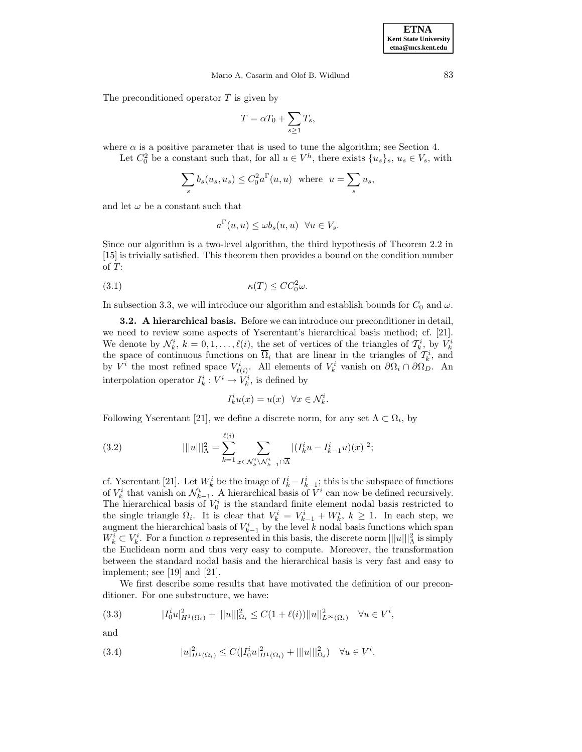The preconditioned operator $T$ is given by

$$T = \alpha T_0 + \sum_{s \geq 1} T_s,$$

where $\alpha$ is a positive parameter that is used to tune the algorithm; see Section 4.

Let $C_0^2$ be a constant such that, for all $u \in V^h$, there exists $\{u_s\}_s$, $u_s \in V_s$, with

$$\sum_s b_s(u_s, u_s) \leq C_0^2 a^\Gamma(u, u) \quad \text{where} \quad u = \sum_s u_s,$$

and let $\omega$ be a constant such that

$$a^\Gamma(u, u) \leq \omega b_s(u, u) \quad \forall u \in V_s.$$

Since our algorithm is a two-level algorithm, the third hypothesis of Theorem 2.2 in [15] is trivially satisfied. This theorem then provides a bound on the condition number of $T$:

$$\kappa(T) \leq C C_0^2 \omega. \tag{3.1}$$

In subsection 3.3, we will introduce our algorithm and establish bounds for $C_0$ and $\omega$.

**3.2. A hierarchical basis.** Before we can introduce our preconditioner in detail, we need to review some aspects of Yserentant's hierarchical basis method; cf. [21]. We denote by $\mathcal{N}_k^i$, $k = 0, 1, \ldots, \ell(i)$, the set of vertices of the triangles of $\mathcal{T}_k^i$, by $V_k^i$ the space of continuous functions on $\overline{\Omega}_i$ that are linear in the triangles of $\mathcal{T}_k^i$, and by $V^i$ the most refined space $V_{\ell(i)}^i$. All elements of $V_k^i$ vanish on $\partial\Omega_i \cap \partial\Omega_D$. An interpolation operator $I_k^i : V^i \to V_k^i$, is defined by

$$I_k^i u(x) = u(x) \quad \forall x \in \mathcal{N}_k^i.$$

Following Yserentant [21], we define a discrete norm, for any set $\Lambda \subset \Omega_i$, by

$$|||u|||_\Lambda^2 = \sum_{k=1}^{\ell(i)} \sum_{x \in \mathcal{N}_k^i \setminus \mathcal{N}_{k-1}^i \cap \overline{\Lambda}} |(I_k^i u - I_{k-1}^i u)(x)|^2; \tag{3.2}$$

cf. Yserentant [21]. Let $W_k^i$ be the image of $I_k^i - I_{k-1}^i$; this is the subspace of functions of $V_k^i$ that vanish on $\mathcal{N}_{k-1}^i$. A hierarchical basis of $V^i$ can now be defined recursively. The hierarchical basis of $V_0^i$ is the standard finite element nodal basis restricted to the single triangle $\Omega_i$. It is clear that $V_k^i = V_{k-1}^i + W_k^i$, $k \geq 1$. In each step, we augment the hierarchical basis of $V_{k-1}^i$ by the level $k$ nodal basis functions which span $W_k^i \subset V_k^i$. For a function $u$ represented in this basis, the discrete norm $|||u|||_\Lambda^2$ is simply the Euclidean norm and thus very easy to compute. Moreover, the transformation between the standard nodal basis and the hierarchical basis is very fast and easy to implement; see [19] and [21].

We first describe some results that have motivated the definition of our preconditioner. For one substructure, we have:

$$|I_0^i u|_{H^1(\Omega_i)}^2 + |||u|||_{\Omega_i}^2 \leq C(1 + \ell(i)) ||u||_{L^\infty(\Omega_i)}^2 \quad \forall u \in V^i, \tag{3.3}$$

and

$$|u|_{H^1(\Omega_i)}^2 \leq C(|I_0^i u|_{H^1(\Omega_i)}^2 + |||u|||_{\Omega_i}^2) \quad \forall u \in V^i. \tag{3.4}$$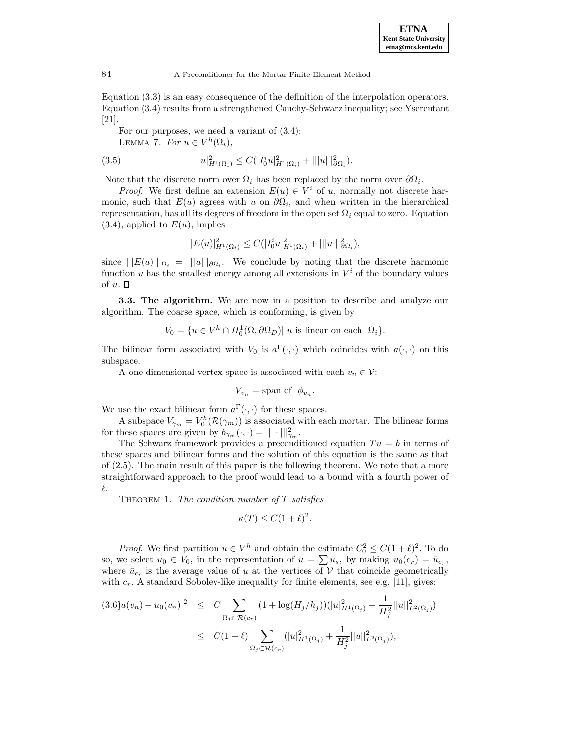Equation (3.3) is an easy consequence of the definition of the interpolation operators. Equation (3.4) results from a strengthened Cauchy-Schwarz inequality; see Yserentant [21].

For our purposes, we need a variant of (3.4):

LEMMA 7. *For $u \in V^h(\Omega_i)$,*

$$|u|^2_{H^1(\Omega_i)} \leq C(|I^i_0 u|^2_{H^1(\Omega_i)} + |||u|||^2_{\partial\Omega_i}). \tag{3.5}$$

Note that the discrete norm over $\Omega_i$ has been replaced by the norm over $\partial\Omega_i$.

*Proof.* We first define an extension $E(u) \in V^i$ of $u$, normally not discrete harmonic, such that $E(u)$ agrees with $u$ on $\partial\Omega_i$, and when written in the hierarchical representation, has all its degrees of freedom in the open set $\Omega_i$ equal to zero. Equation (3.4), applied to $E(u)$, implies

$$|E(u)|^2_{H^1(\Omega_i)} \leq C(|I^i_0 u|^2_{H^1(\Omega_i)} + |||u|||^2_{\partial\Omega_i}),$$

since $|||E(u)|||_{\Omega_i} = |||u|||_{\partial\Omega_i}$. We conclude by noting that the discrete harmonic function $u$ has the smallest energy among all extensions in $V^i$ of the boundary values of $u$. ∎

**3.3. The algorithm.** We are now in a position to describe and analyze our algorithm. The coarse space, which is conforming, is given by

$$V_0 = \{u \in V^h \cap H^1_0(\Omega, \partial\Omega_D)|\ u \text{ is linear on each } \ \Omega_i\}.$$

The bilinear form associated with $V_0$ is $a^\Gamma(\cdot,\cdot)$ which coincides with $a(\cdot,\cdot)$ on this subspace.

A one-dimensional vertex space is associated with each $v_n \in \mathcal{V}$:

$$V_{v_n} = \text{span of } \ \phi_{v_n}.$$

We use the exact bilinear form $a^\Gamma(\cdot,\cdot)$ for these spaces.

A subspace $V_{\gamma_m} = V^h_0(\mathcal{R}(\gamma_m))$ is associated with each mortar. The bilinear forms for these spaces are given by $b_{\gamma_m}(\cdot,\cdot) = |||\cdot|||^2_{\gamma_m}$.

The Schwarz framework provides a preconditioned equation $Tu = b$ in terms of these spaces and bilinear forms and the solution of this equation is the same as that of (2.5). The main result of this paper is the following theorem. We note that a more straightforward approach to the proof would lead to a bound with a fourth power of $\ell$.

THEOREM 1. *The condition number of $T$ satisfies*

$$\kappa(T) \leq C(1+\ell)^2.$$

*Proof.* We first partition $u \in V^h$ and obtain the estimate $C_0^2 \leq C(1+\ell)^2$. To do so, we select $u_0 \in V_0$, in the representation of $u = \sum u_s$, by making $u_0(c_r) = \bar{u}_{c_r}$, where $\bar{u}_{c_r}$ is the average value of $u$ at the vertices of $\mathcal{V}$ that coincide geometrically with $c_r$. A standard Sobolev-like inequality for finite elements, see e.g. [11], gives:

$$
\begin{aligned}
|u(v_n) - u_0(v_n)|^2 &\leq C \sum_{\Omega_j \subset \mathcal{R}(c_r)} (1 + \log(H_j/h_j))(|u|^2_{H^1(\Omega_j)} + \frac{1}{H_j^2}||u||^2_{L^2(\Omega_j)}) \\
&\leq C(1+\ell) \sum_{\Omega_j \subset \mathcal{R}(c_r)} (|u|^2_{H^1(\Omega_j)} + \frac{1}{H_j^2}||u||^2_{L^2(\Omega_j)}),
\end{aligned} \tag{3.6}
$$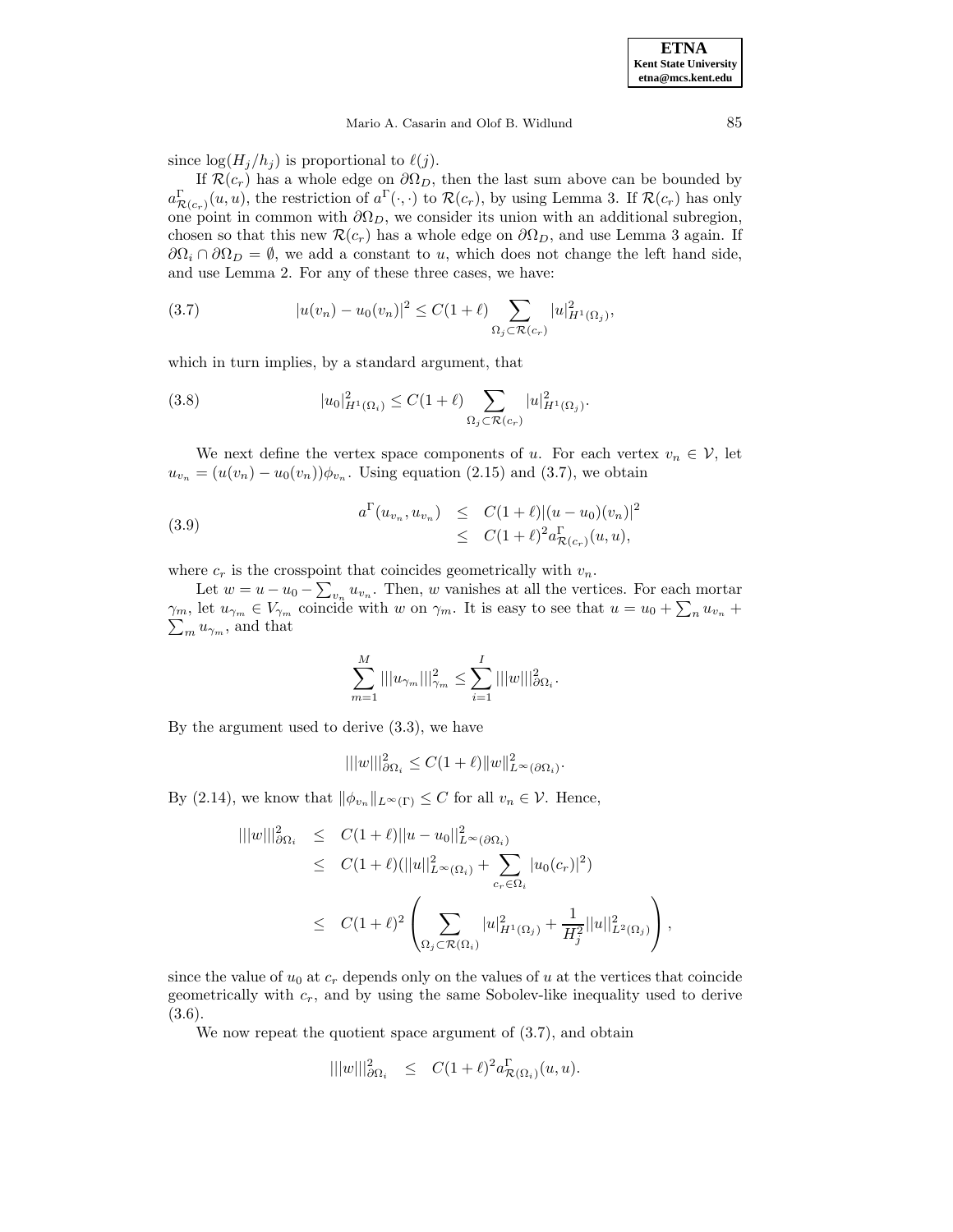since $\log(H_j/h_j)$ is proportional to $\ell(j)$.

If $\mathcal{R}(c_r)$ has a whole edge on $\partial\Omega_D$, then the last sum above can be bounded by $a^\Gamma_{\mathcal{R}(c_r)}(u,u)$, the restriction of $a^\Gamma(\cdot,\cdot)$ to $\mathcal{R}(c_r)$, by using Lemma 3. If $\mathcal{R}(c_r)$ has only one point in common with $\partial\Omega_D$, we consider its union with an additional subregion, chosen so that this new $\mathcal{R}(c_r)$ has a whole edge on $\partial\Omega_D$, and use Lemma 3 again. If $\partial\Omega_i \cap \partial\Omega_D = \emptyset$, we add a constant to $u$, which does not change the left hand side, and use Lemma 2. For any of these three cases, we have:

$$|u(v_n) - u_0(v_n)|^2 \le C(1+\ell) \sum_{\Omega_j \subset \mathcal{R}(c_r)} |u|^2_{H^1(\Omega_j)}, \tag{3.7}$$

which in turn implies, by a standard argument, that

$$|u_0|^2_{H^1(\Omega_i)} \le C(1+\ell) \sum_{\Omega_j \subset \mathcal{R}(c_r)} |u|^2_{H^1(\Omega_j)}. \tag{3.8}$$

We next define the vertex space components of $u$. For each vertex $v_n \in \mathcal{V}$, let $u_{v_n} = (u(v_n) - u_0(v_n))\phi_{v_n}$. Using equation (2.15) and (3.7), we obtain

$$\begin{aligned} a^\Gamma(u_{v_n}, u_{v_n}) &\le C(1+\ell)|(u-u_0)(v_n)|^2 \\ &\le C(1+\ell)^2 a^\Gamma_{\mathcal{R}(c_r)}(u,u), \end{aligned} \tag{3.9}$$

where $c_r$ is the crosspoint that coincides geometrically with $v_n$.

Let $w = u - u_0 - \sum_{v_n} u_{v_n}$. Then, $w$ vanishes at all the vertices. For each mortar $\gamma_m$, let $u_{\gamma_m} \in V_{\gamma_m}$ coincide with $w$ on $\gamma_m$. It is easy to see that $u = u_0 + \sum_n u_{v_n} + \sum_m u_{\gamma_m}$, and that

$$\sum_{m=1}^{M} |||u_{\gamma_m}|||^2_{\gamma_m} \le \sum_{i=1}^{I} |||w|||^2_{\partial\Omega_i}.$$

By the argument used to derive (3.3), we have

$$|||w|||^2_{\partial\Omega_i} \le C(1+\ell)\|w\|^2_{L^\infty(\partial\Omega_i)}.$$

By (2.14), we know that $\|\phi_{v_n}\|_{L^\infty(\Gamma)} \le C$ for all $v_n \in \mathcal{V}$. Hence,

$$\begin{aligned} |||w|||^2_{\partial\Omega_i} &\le C(1+\ell)||u-u_0||^2_{L^\infty(\partial\Omega_i)} \\ &\le C(1+\ell)(||u||^2_{L^\infty(\Omega_i)} + \sum_{c_r \in \Omega_i} |u_0(c_r)|^2) \\ &\le C(1+\ell)^2 \left( \sum_{\Omega_j \subset \mathcal{R}(\Omega_i)} |u|^2_{H^1(\Omega_j)} + \frac{1}{H_j^2}||u||^2_{L^2(\Omega_j)} \right), \end{aligned}$$

since the value of $u_0$ at $c_r$ depends only on the values of $u$ at the vertices that coincide geometrically with $c_r$, and by using the same Sobolev-like inequality used to derive (3.6).

We now repeat the quotient space argument of (3.7), and obtain

$$|||w|||^2_{\partial\Omega_i} \le C(1+\ell)^2 a^\Gamma_{\mathcal{R}(\Omega_i)}(u,u).$$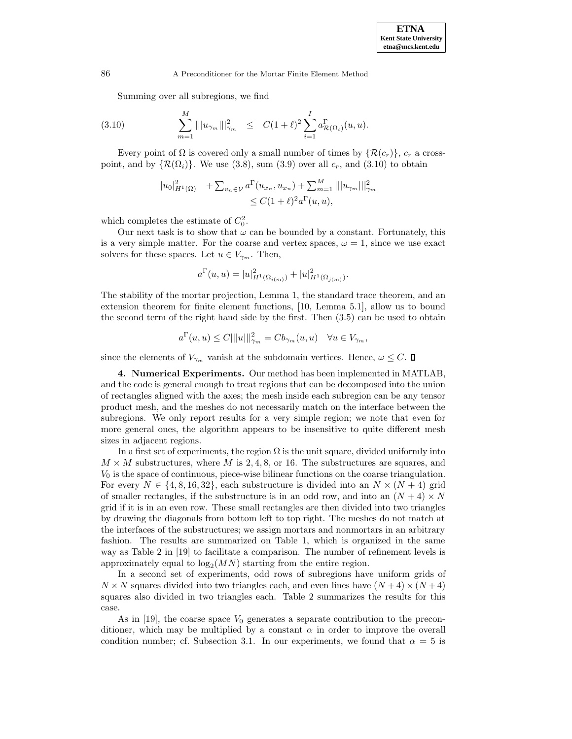Summing over all subregions, we find

$$\sum_{m=1}^{M} |||u_{\gamma_m}|||^2_{\gamma_m} \quad \leq \quad C(1+\ell)^2 \sum_{i=1}^{I} a^{\Gamma}_{\mathcal{R}(\Omega_i)}(u,u). \tag{3.10}$$

Every point of $\Omega$ is covered only a small number of times by $\{\mathcal{R}(c_r)\}$, $c_r$ a cross-point, and by $\{\mathcal{R}(\Omega_i)\}$. We use (3.8), sum (3.9) over all $c_r$, and (3.10) to obtain

$$|u_0|^2_{H^1(\Omega)} \quad + \sum_{v_n \in \mathcal{V}} a^{\Gamma}(u_{x_n}, u_{x_n}) + \sum_{m=1}^{M} |||u_{\gamma_m}|||^2_{\gamma_m} \leq C(1+\ell)^2 a^{\Gamma}(u,u),$$

which completes the estimate of $C_0^2$.

Our next task is to show that $\omega$ can be bounded by a constant. Fortunately, this is a very simple matter. For the coarse and vertex spaces, $\omega = 1$, since we use exact solvers for these spaces. Let $u \in V_{\gamma_m}$. Then,

$$a^{\Gamma}(u,u) = |u|^2_{H^1(\Omega_{i(m)})} + |u|^2_{H^1(\Omega_{j(m)})}.$$

The stability of the mortar projection, Lemma 1, the standard trace theorem, and an extension theorem for finite element functions, [10, Lemma 5.1], allow us to bound the second term of the right hand side by the first. Then (3.5) can be used to obtain

$$a^{\Gamma}(u,u) \leq C|||u|||^2_{\gamma_m} = C b_{\gamma_m}(u,u) \quad \forall u \in V_{\gamma_m},$$

since the elements of $V_{\gamma_m}$ vanish at the subdomain vertices. Hence, $\omega \leq C$. ∎

**4. Numerical Experiments.** Our method has been implemented in MATLAB, and the code is general enough to treat regions that can be decomposed into the union of rectangles aligned with the axes; the mesh inside each subregion can be any tensor product mesh, and the meshes do not necessarily match on the interface between the subregions. We only report results for a very simple region; we note that even for more general ones, the algorithm appears to be insensitive to quite different mesh sizes in adjacent regions.

In a first set of experiments, the region $\Omega$ is the unit square, divided uniformly into $M \times M$ substructures, where $M$ is $2, 4, 8$, or $16$. The substructures are squares, and $V_0$ is the space of continuous, piece-wise bilinear functions on the coarse triangulation. For every $N \in \{4, 8, 16, 32\}$, each substructure is divided into an $N \times (N+4)$ grid of smaller rectangles, if the substructure is in an odd row, and into an $(N+4) \times N$ grid if it is in an even row. These small rectangles are then divided into two triangles by drawing the diagonals from bottom left to top right. The meshes do not match at the interfaces of the substructures; we assign mortars and nonmortars in an arbitrary fashion. The results are summarized on Table 1, which is organized in the same way as Table 2 in [19] to facilitate a comparison. The number of refinement levels is approximately equal to $\log_2(MN)$ starting from the entire region.

In a second set of experiments, odd rows of subregions have uniform grids of $N \times N$ squares divided into two triangles each, and even lines have $(N+4) \times (N+4)$ squares also divided in two triangles each. Table 2 summarizes the results for this case.

As in [19], the coarse space $V_0$ generates a separate contribution to the preconditioner, which may be multiplied by a constant $\alpha$ in order to improve the overall condition number; cf. Subsection 3.1. In our experiments, we found that $\alpha = 5$ is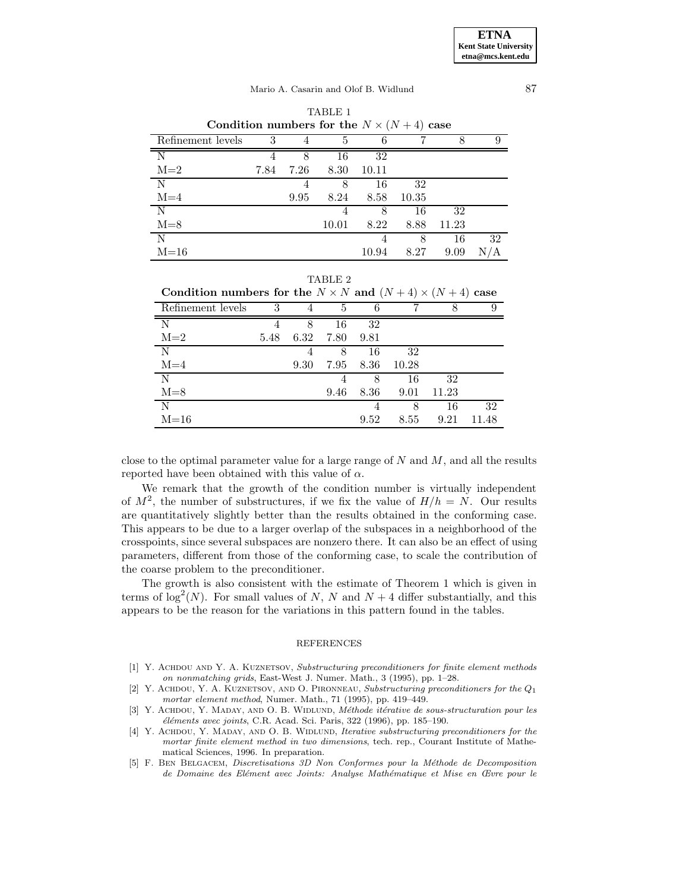TABLE 1
**Condition numbers for the $N \times (N+4)$ case**

| Refinement levels | 3 | 4 | 5 | 6 | 7 | 8 | 9 |
|---|---|---|---|---|---|---|---|
| N | 4 | 8 | 16 | 32 | | | |
| M=2 | 7.84 | 7.26 | 8.30 | 10.11 | | | |
| N | | 4 | 8 | 16 | 32 | | |
| M=4 | | 9.95 | 8.24 | 8.58 | 10.35 | | |
| N | | | 4 | 8 | 16 | 32 | |
| M=8 | | | 10.01 | 8.22 | 8.88 | 11.23 | |
| N | | | | 4 | 8 | 16 | 32 |
| M=16 | | | | 10.94 | 8.27 | 9.09 | N/A |

TABLE 2
**Condition numbers for the $N \times N$ and $(N+4) \times (N+4)$ case**

| Refinement levels | 3 | 4 | 5 | 6 | 7 | 8 | 9 |
|---|---|---|---|---|---|---|---|
| N | 4 | 8 | 16 | 32 | | | |
| M=2 | 5.48 | 6.32 | 7.80 | 9.81 | | | |
| N | | 4 | 8 | 16 | 32 | | |
| M=4 | | 9.30 | 7.95 | 8.36 | 10.28 | | |
| N | | | 4 | 8 | 16 | 32 | |
| M=8 | | | 9.46 | 8.36 | 9.01 | 11.23 | |
| N | | | | 4 | 8 | 16 | 32 |
| M=16 | | | | 9.52 | 8.55 | 9.21 | 11.48 |

close to the optimal parameter value for a large range of $N$ and $M$, and all the results reported have been obtained with this value of $\alpha$.

We remark that the growth of the condition number is virtually independent of $M^2$, the number of substructures, if we fix the value of $H/h = N$. Our results are quantitatively slightly better than the results obtained in the conforming case. This appears to be due to a larger overlap of the subspaces in a neighborhood of the crosspoints, since several subspaces are nonzero there. It can also be an effect of using parameters, different from those of the conforming case, to scale the contribution of the coarse problem to the preconditioner.

The growth is also consistent with the estimate of Theorem 1 which is given in terms of $\log^2(N)$. For small values of $N$, $N$ and $N+4$ differ substantially, and this appears to be the reason for the variations in this pattern found in the tables.

## REFERENCES

[1] Y. Achdou and Y. A. Kuznetsov, *Substructuring preconditioners for finite element methods on nonmatching grids*, East-West J. Numer. Math., 3 (1995), pp. 1–28.

[2] Y. Achdou, Y. A. Kuznetsov, and O. Pironneau, *Substructuring preconditioners for the $Q_1$ mortar element method*, Numer. Math., 71 (1995), pp. 419–449.

[3] Y. Achdou, Y. Maday, and O. B. Widlund, *Méthode itérative de sous-structuration pour les éléments avec joints*, C.R. Acad. Sci. Paris, 322 (1996), pp. 185–190.

[4] Y. Achdou, Y. Maday, and O. B. Widlund, *Iterative substructuring preconditioners for the mortar finite element method in two dimensions*, tech. rep., Courant Institute of Mathematical Sciences, 1996. In preparation.

[5] F. Ben Belgacem, *Discretisations 3D Non Conformes pour la Méthode de Decomposition de Domaine des Elément avec Joints: Analyse Mathématique et Mise en Œvre pour le*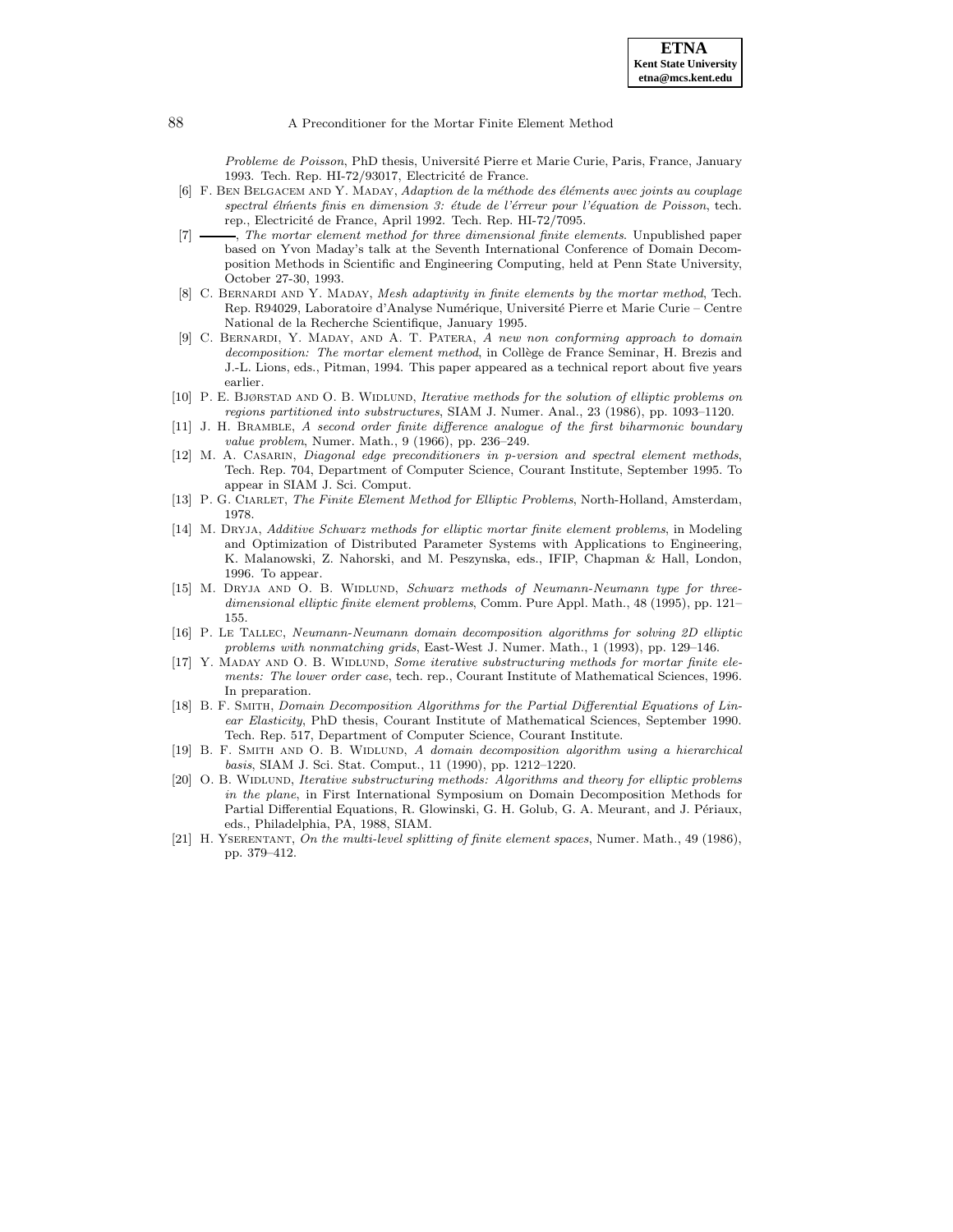*Probleme de Poisson*, PhD thesis, Université Pierre et Marie Curie, Paris, France, January 1993. Tech. Rep. HI-72/93017, Electricité de France.

[6] F. Ben Belgacem and Y. Maday, *Adaption de la méthode des éléments avec joints au couplage spectral élḿents finis en dimension 3: étude de l'érreur pour l'équation de Poisson*, tech. rep., Electricité de France, April 1992. Tech. Rep. HI-72/7095.

[7] ———, *The mortar element method for three dimensional finite elements*. Unpublished paper based on Yvon Maday's talk at the Seventh International Conference of Domain Decomposition Methods in Scientific and Engineering Computing, held at Penn State University, October 27-30, 1993.

[8] C. Bernardi and Y. Maday, *Mesh adaptivity in finite elements by the mortar method*, Tech. Rep. R94029, Laboratoire d'Analyse Numérique, Université Pierre et Marie Curie – Centre National de la Recherche Scientifique, January 1995.

[9] C. Bernardi, Y. Maday, and A. T. Patera, *A new non conforming approach to domain decomposition: The mortar element method*, in Collège de France Seminar, H. Brezis and J.-L. Lions, eds., Pitman, 1994. This paper appeared as a technical report about five years earlier.

[10] P. E. Bjørstad and O. B. Widlund, *Iterative methods for the solution of elliptic problems on regions partitioned into substructures*, SIAM J. Numer. Anal., 23 (1986), pp. 1093–1120.

[11] J. H. Bramble, *A second order finite difference analogue of the first biharmonic boundary value problem*, Numer. Math., 9 (1966), pp. 236–249.

[12] M. A. Casarin, *Diagonal edge preconditioners in p-version and spectral element methods*, Tech. Rep. 704, Department of Computer Science, Courant Institute, September 1995. To appear in SIAM J. Sci. Comput.

[13] P. G. Ciarlet, *The Finite Element Method for Elliptic Problems*, North-Holland, Amsterdam, 1978.

[14] M. Dryja, *Additive Schwarz methods for elliptic mortar finite element problems*, in Modeling and Optimization of Distributed Parameter Systems with Applications to Engineering, K. Malanowski, Z. Nahorski, and M. Peszynska, eds., IFIP, Chapman & Hall, London, 1996. To appear.

[15] M. Dryja and O. B. Widlund, *Schwarz methods of Neumann-Neumann type for three-dimensional elliptic finite element problems*, Comm. Pure Appl. Math., 48 (1995), pp. 121–155.

[16] P. Le Tallec, *Neumann-Neumann domain decomposition algorithms for solving 2D elliptic problems with nonmatching grids*, East-West J. Numer. Math., 1 (1993), pp. 129–146.

[17] Y. Maday and O. B. Widlund, *Some iterative substructuring methods for mortar finite elements: The lower order case*, tech. rep., Courant Institute of Mathematical Sciences, 1996. In preparation.

[18] B. F. Smith, *Domain Decomposition Algorithms for the Partial Differential Equations of Linear Elasticity*, PhD thesis, Courant Institute of Mathematical Sciences, September 1990. Tech. Rep. 517, Department of Computer Science, Courant Institute.

[19] B. F. Smith and O. B. Widlund, *A domain decomposition algorithm using a hierarchical basis*, SIAM J. Sci. Stat. Comput., 11 (1990), pp. 1212–1220.

[20] O. B. Widlund, *Iterative substructuring methods: Algorithms and theory for elliptic problems in the plane*, in First International Symposium on Domain Decomposition Methods for Partial Differential Equations, R. Glowinski, G. H. Golub, G. A. Meurant, and J. Périaux, eds., Philadelphia, PA, 1988, SIAM.

[21] H. Yserentant, *On the multi-level splitting of finite element spaces*, Numer. Math., 49 (1986), pp. 379–412.